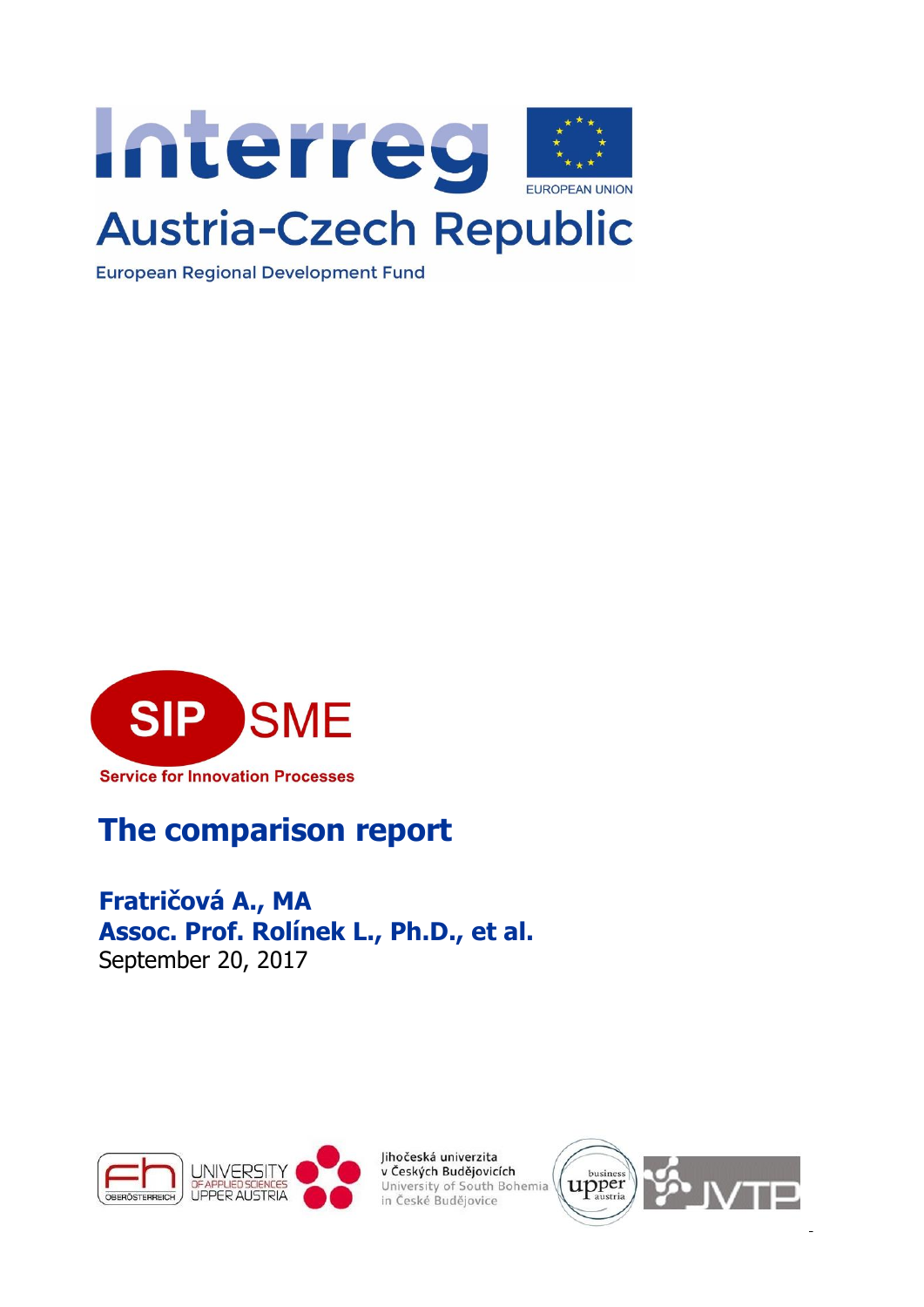Interreg

EUROPEAN UNION

Austria-Czech Republic

European Regional Development Fund

SIP SME

Service for Innovation Processes

# The comparison report

**Fratričová A., MA**

**Assoc. Prof. Rolínek L., Ph.D., et al.**

September 20, 2017

Jihočeská univerzita v Českých Budějovicích

University of South Bohemia in České Budějovice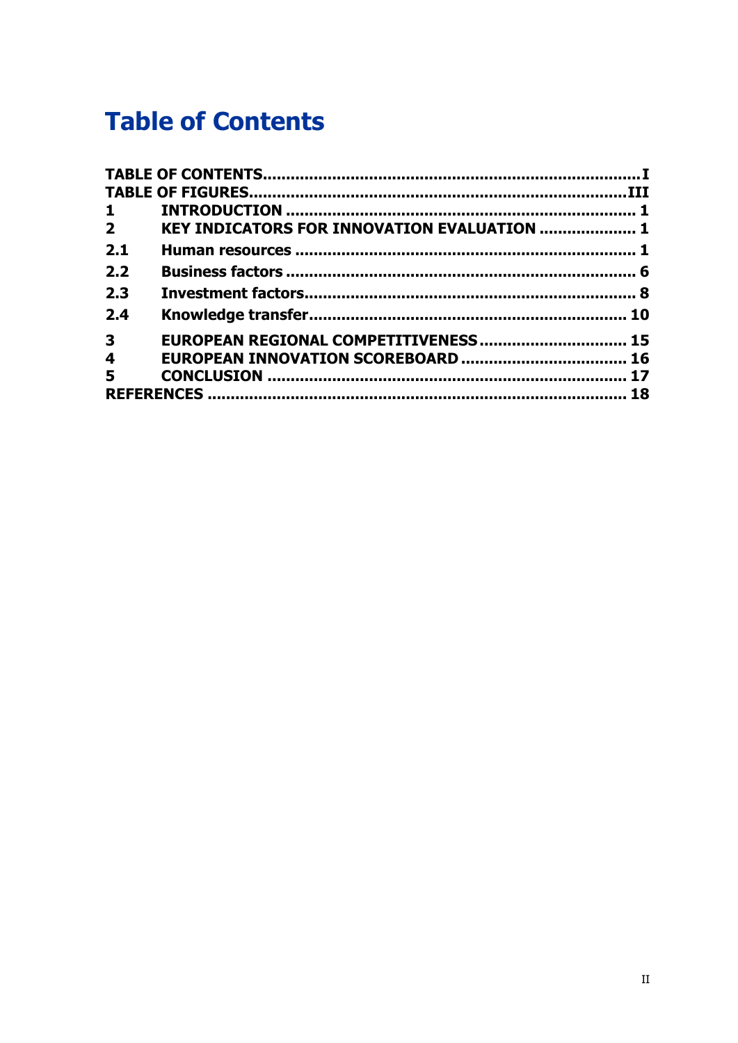# Table of Contents

TABLE OF CONTENTS ..... I
TABLE OF FIGURES ..... III
1 INTRODUCTION ..... 1
2 KEY INDICATORS FOR INNOVATION EVALUATION ..... 1
2.1 Human resources ..... 1
2.2 Business factors ..... 6
2.3 Investment factors ..... 8
2.4 Knowledge transfer ..... 10
3 EUROPEAN REGIONAL COMPETITIVENESS ..... 15
4 EUROPEAN INNOVATION SCOREBOARD ..... 16
5 CONCLUSION ..... 17
REFERENCES ..... 18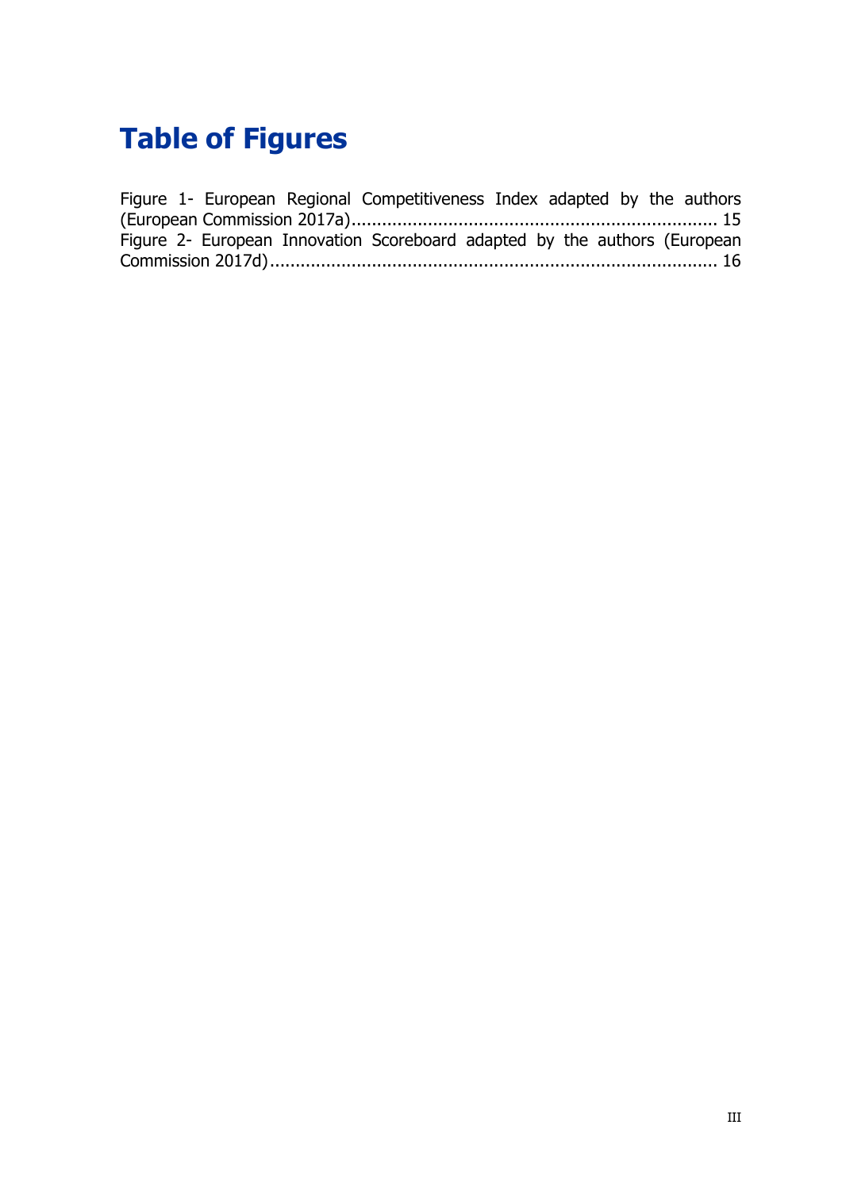# Table of Figures

Figure 1- European Regional Competitiveness Index adapted by the authors (European Commission 2017a)........................................................................ 15

Figure 2- European Innovation Scoreboard adapted by the authors (European Commission 2017d)........................................................................................ 16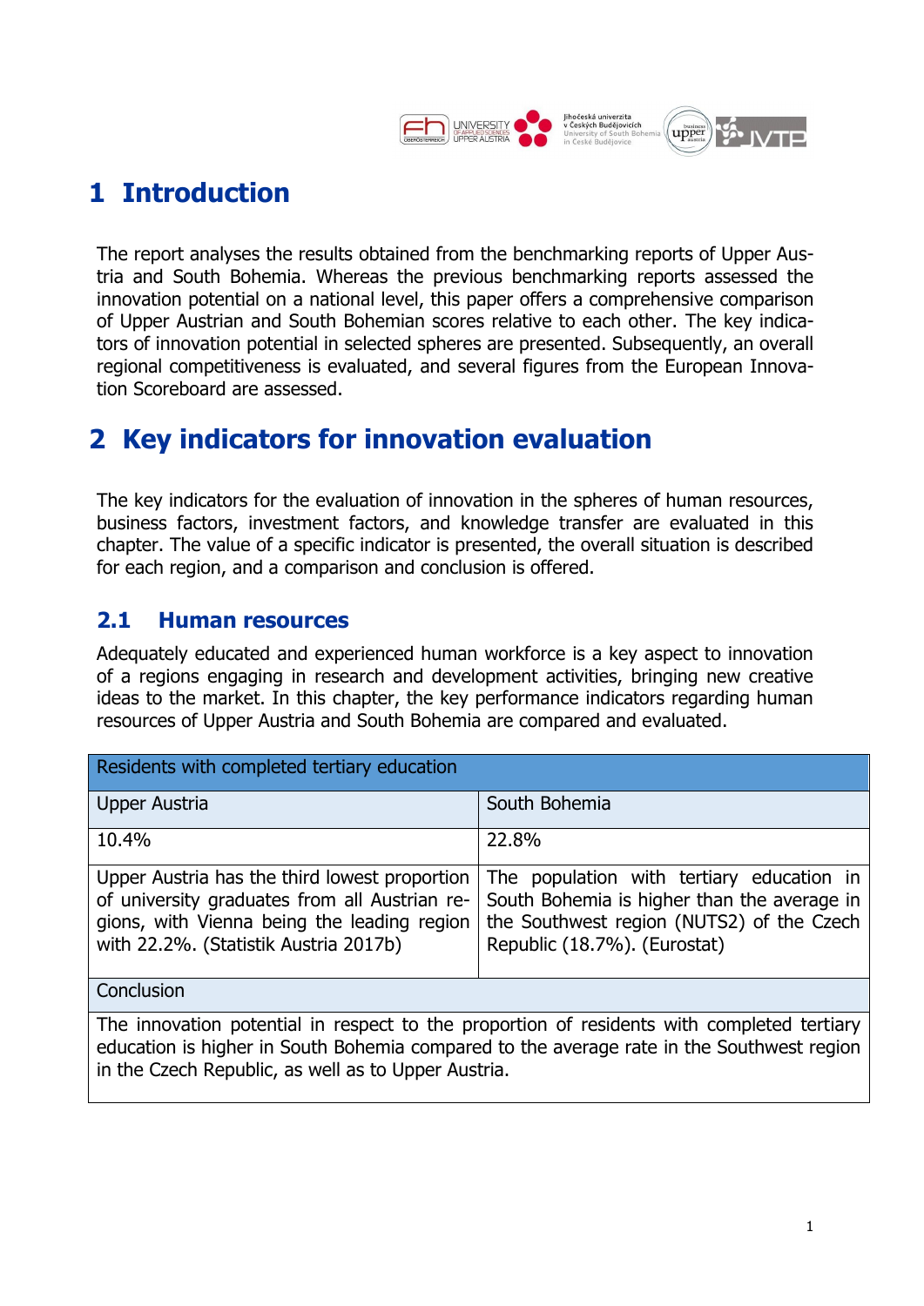# 1 Introduction

The report analyses the results obtained from the benchmarking reports of Upper Austria and South Bohemia. Whereas the previous benchmarking reports assessed the innovation potential on a national level, this paper offers a comprehensive comparison of Upper Austrian and South Bohemian scores relative to each other. The key indicators of innovation potential in selected spheres are presented. Subsequently, an overall regional competitiveness is evaluated, and several figures from the European Innovation Scoreboard are assessed.

# 2 Key indicators for innovation evaluation

The key indicators for the evaluation of innovation in the spheres of human resources, business factors, investment factors, and knowledge transfer are evaluated in this chapter. The value of a specific indicator is presented, the overall situation is described for each region, and a comparison and conclusion is offered.

## 2.1 Human resources

Adequately educated and experienced human workforce is a key aspect to innovation of a regions engaging in research and development activities, bringing new creative ideas to the market. In this chapter, the key performance indicators regarding human resources of Upper Austria and South Bohemia are compared and evaluated.

| Residents with completed tertiary education | |
|---|---|
| Upper Austria | South Bohemia |
| 10.4% | 22.8% |
| Upper Austria has the third lowest proportion of university graduates from all Austrian regions, with Vienna being the leading region with 22.2%. (Statistik Austria 2017b) | The population with tertiary education in South Bohemia is higher than the average in the Southwest region (NUTS2) of the Czech Republic (18.7%). (Eurostat) |
| Conclusion | |
| The innovation potential in respect to the proportion of residents with completed tertiary education is higher in South Bohemia compared to the average rate in the Southwest region in the Czech Republic, as well as to Upper Austria. | |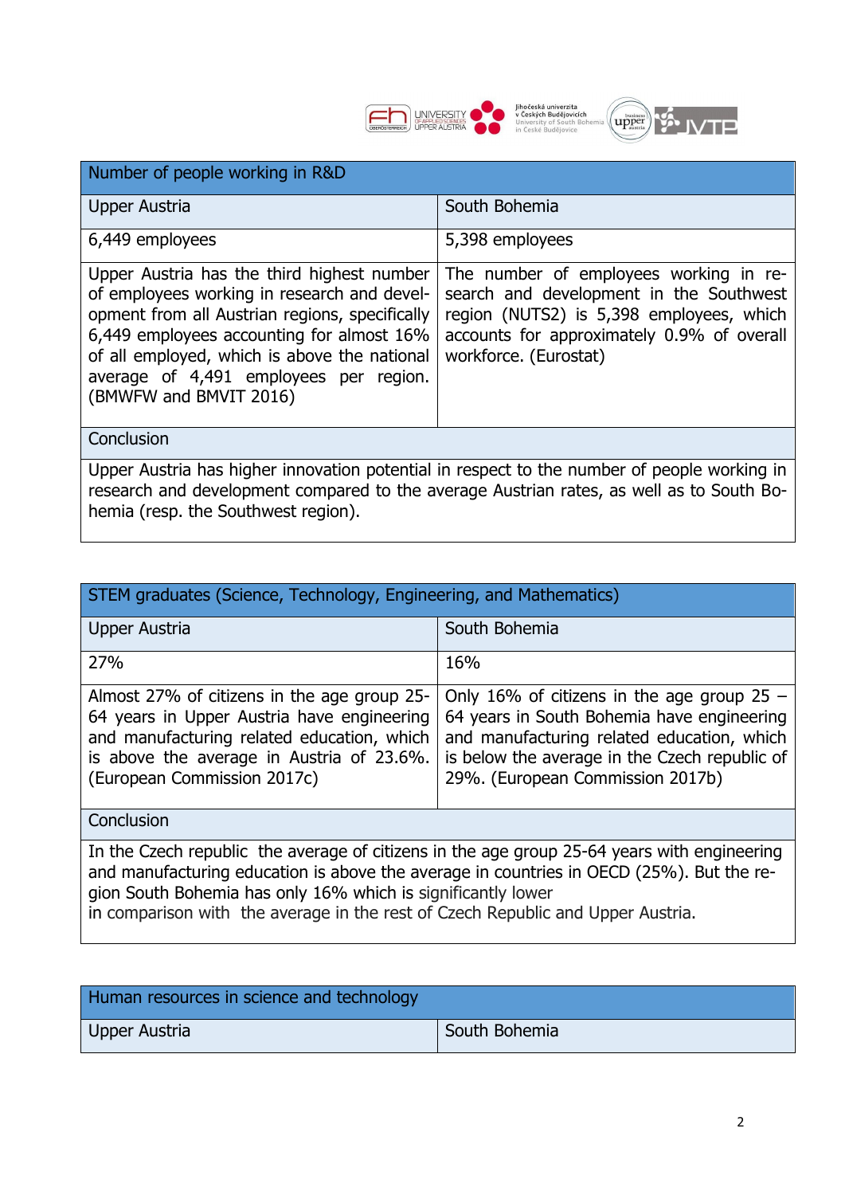| Number of people working in R&D | |
|---|---|
| Upper Austria | South Bohemia |
| 6,449 employees | 5,398 employees |
| Upper Austria has the third highest number of employees working in research and development from all Austrian regions, specifically 6,449 employees accounting for almost 16% of all employed, which is above the national average of 4,491 employees per region. (BMWFW and BMVIT 2016) | The number of employees working in research and development in the Southwest region (NUTS2) is 5,398 employees, which accounts for approximately 0.9% of overall workforce. (Eurostat) |
| Conclusion | |
| Upper Austria has higher innovation potential in respect to the number of people working in research and development compared to the average Austrian rates, as well as to South Bohemia (resp. the Southwest region). | |

| STEM graduates (Science, Technology, Engineering, and Mathematics) | |
|---|---|
| Upper Austria | South Bohemia |
| 27% | 16% |
| Almost 27% of citizens in the age group 25-64 years in Upper Austria have engineering and manufacturing related education, which is above the average in Austria of 23.6%. (European Commission 2017c) | Only 16% of citizens in the age group 25 – 64 years in South Bohemia have engineering and manufacturing related education, which is below the average in the Czech republic of 29%. (European Commission 2017b) |
| Conclusion | |
| In the Czech republic the average of citizens in the age group 25-64 years with engineering and manufacturing education is above the average in countries in OECD (25%). But the region South Bohemia has only 16% which is significantly lower in comparison with the average in the rest of Czech Republic and Upper Austria. | |

| Human resources in science and technology | |
|---|---|
| Upper Austria | South Bohemia |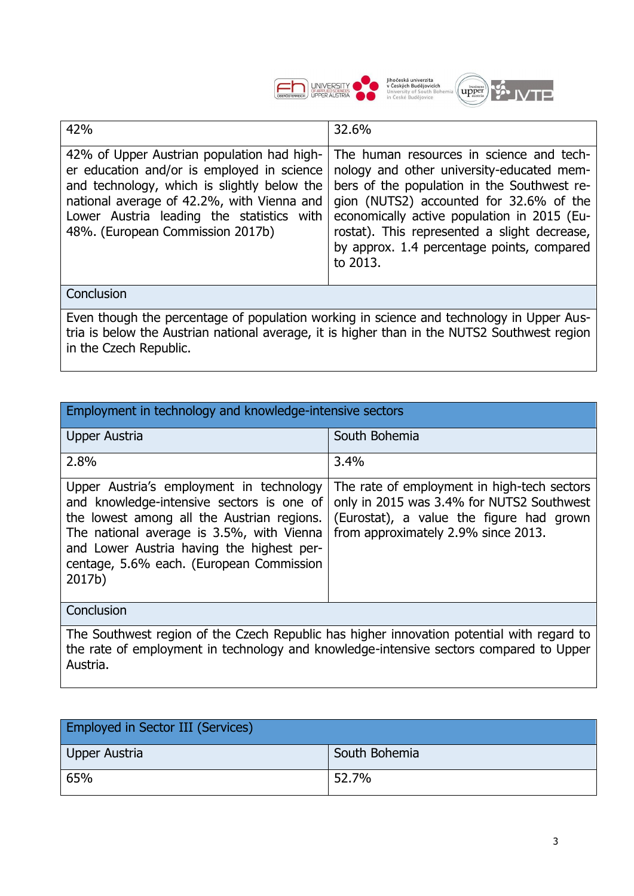| 42% | 32.6% |
|---|---|
| 42% of Upper Austrian population had higher education and/or is employed in science and technology, which is slightly below the national average of 42.2%, with Vienna and Lower Austria leading the statistics with 48%. (European Commission 2017b) | The human resources in science and technology and other university-educated members of the population in the Southwest region (NUTS2) accounted for 32.6% of the economically active population in 2015 (Eurostat). This represented a slight decrease, by approx. 1.4 percentage points, compared to 2013. |
| Conclusion | |
| Even though the percentage of population working in science and technology in Upper Austria is below the Austrian national average, it is higher than in the NUTS2 Southwest region in the Czech Republic. | |

| Employment in technology and knowledge-intensive sectors | |
|---|---|
| Upper Austria | South Bohemia |
| 2.8% | 3.4% |
| Upper Austria's employment in technology and knowledge-intensive sectors is one of the lowest among all the Austrian regions. The national average is 3.5%, with Vienna and Lower Austria having the highest percentage, 5.6% each. (European Commission 2017b) | The rate of employment in high-tech sectors only in 2015 was 3.4% for NUTS2 Southwest (Eurostat), a value the figure had grown from approximately 2.9% since 2013. |
| Conclusion | |
| The Southwest region of the Czech Republic has higher innovation potential with regard to the rate of employment in technology and knowledge-intensive sectors compared to Upper Austria. | |

| Employed in Sector III (Services) | |
|---|---|
| Upper Austria | South Bohemia |
| 65% | 52.7% |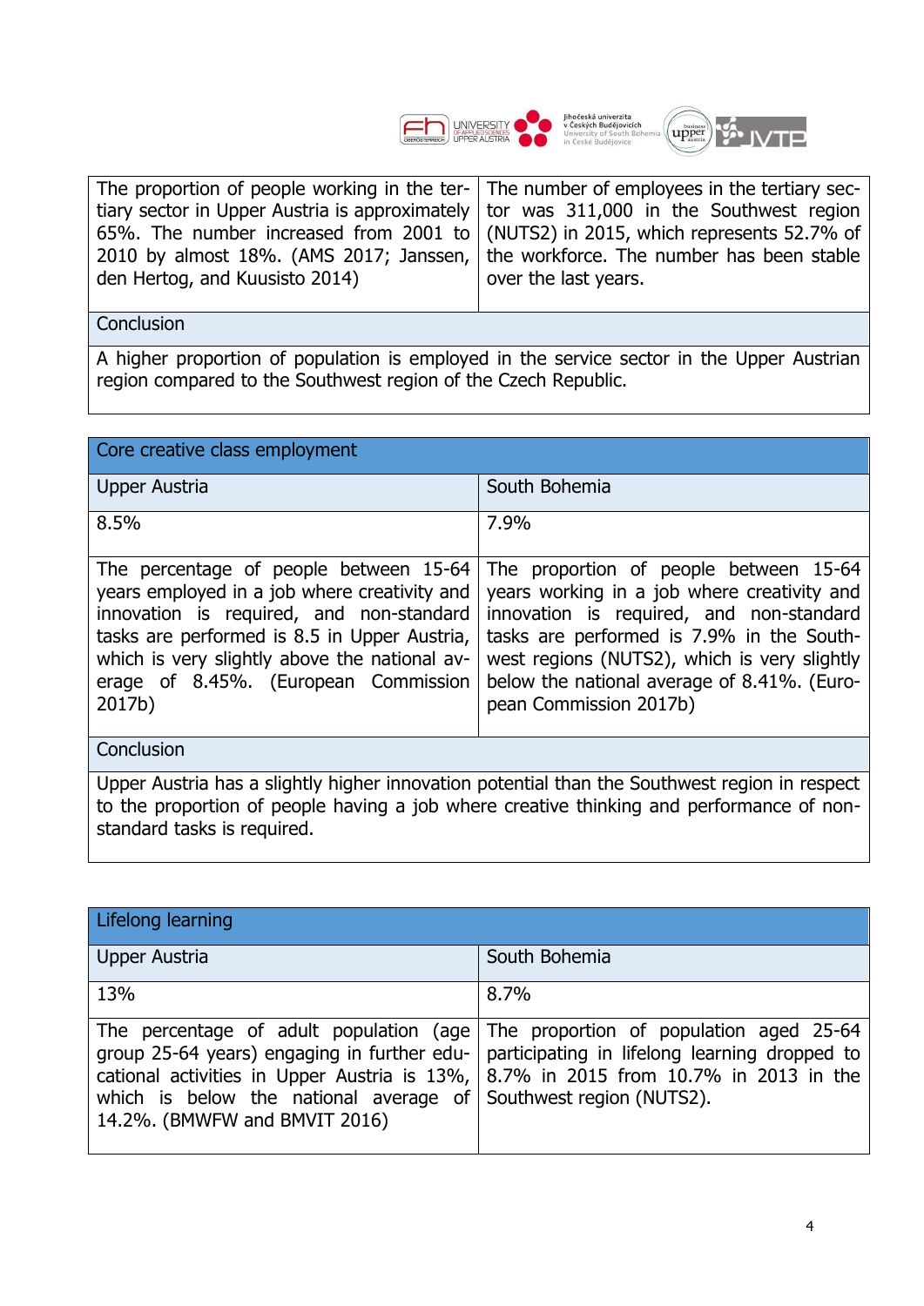| The proportion of people working in the tertiary sector in Upper Austria is approximately 65%. The number increased from 2001 to 2010 by almost 18%. (AMS 2017; Janssen, den Hertog, and Kuusisto 2014) | The number of employees in the tertiary sector was 311,000 in the Southwest region (NUTS2) in 2015, which represents 52.7% of the workforce. The number has been stable over the last years. |
|---|---|
| Conclusion | |
| A higher proportion of population is employed in the service sector in the Upper Austrian region compared to the Southwest region of the Czech Republic. | |

| Core creative class employment | |
|---|---|
| Upper Austria | South Bohemia |
| 8.5% | 7.9% |
| The percentage of people between 15-64 years employed in a job where creativity and innovation is required, and non-standard tasks are performed is 8.5 in Upper Austria, which is very slightly above the national average of 8.45%. (European Commission 2017b) | The proportion of people between 15-64 years working in a job where creativity and innovation is required, and non-standard tasks are performed is 7.9% in the Southwest regions (NUTS2), which is very slightly below the national average of 8.41%. (European Commission 2017b) |
| Conclusion | |
| Upper Austria has a slightly higher innovation potential than the Southwest region in respect to the proportion of people having a job where creative thinking and performance of non-standard tasks is required. | |

| Lifelong learning | |
|---|---|
| Upper Austria | South Bohemia |
| 13% | 8.7% |
| The percentage of adult population (age group 25-64 years) engaging in further educational activities in Upper Austria is 13%, which is below the national average of 14.2%. (BMWFW and BMVIT 2016) | The proportion of population aged 25-64 participating in lifelong learning dropped to 8.7% in 2015 from 10.7% in 2013 in the Southwest region (NUTS2). |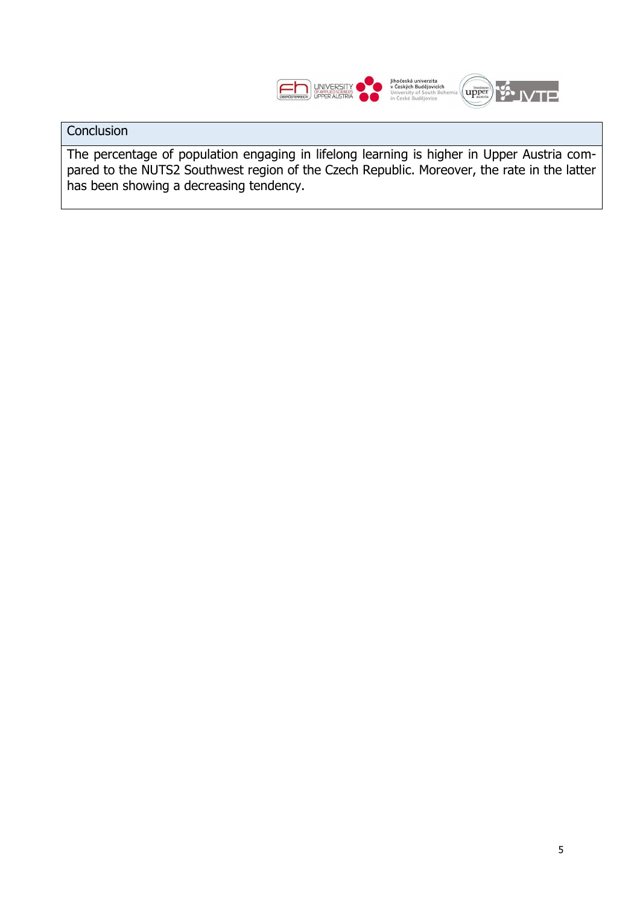| Conclusion |
|---|
| The percentage of population engaging in lifelong learning is higher in Upper Austria compared to the NUTS2 Southwest region of the Czech Republic. Moreover, the rate in the latter has been showing a decreasing tendency. |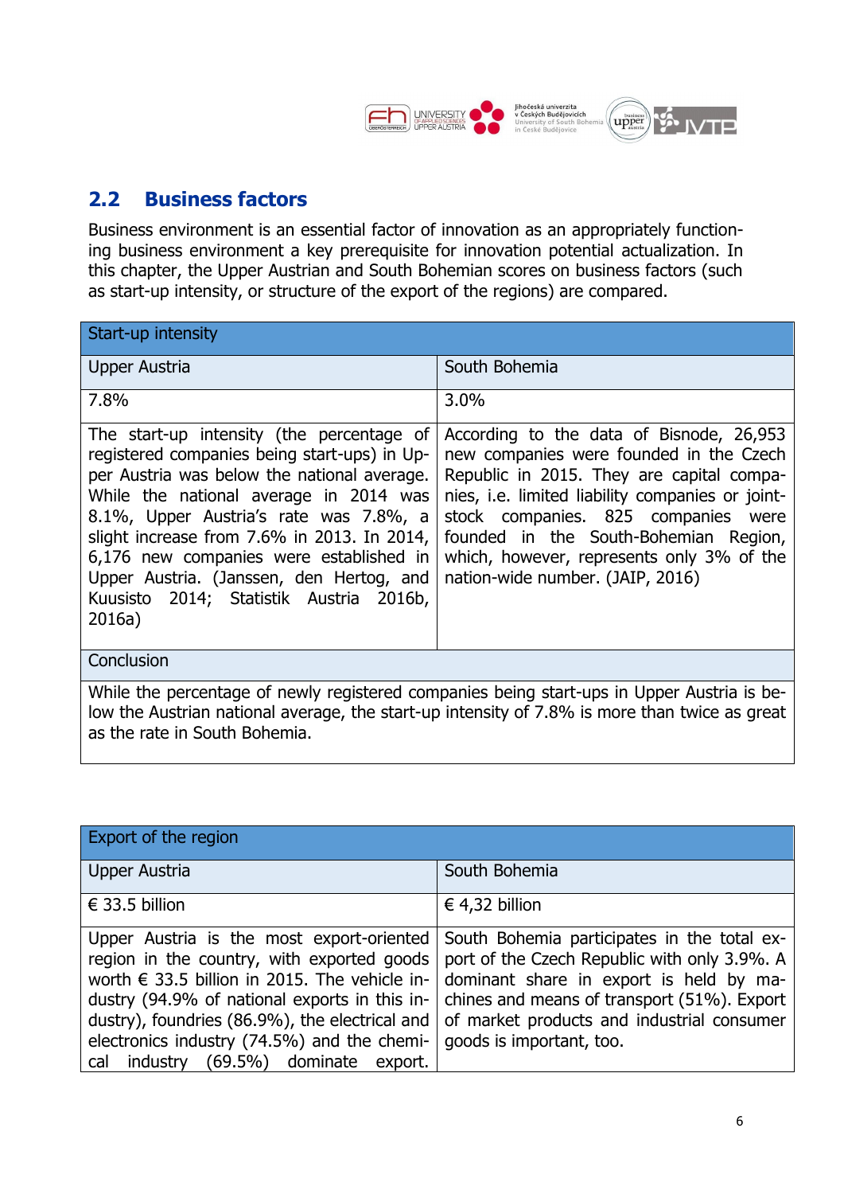## 2.2 Business factors

Business environment is an essential factor of innovation as an appropriately functioning business environment a key prerequisite for innovation potential actualization. In this chapter, the Upper Austrian and South Bohemian scores on business factors (such as start-up intensity, or structure of the export of the regions) are compared.

| Start-up intensity | |
|---|---|
| Upper Austria | South Bohemia |
| 7.8% | 3.0% |
| The start-up intensity (the percentage of registered companies being start-ups) in Upper Austria was below the national average. While the national average in 2014 was 8.1%, Upper Austria's rate was 7.8%, a slight increase from 7.6% in 2013. In 2014, 6,176 new companies were established in Upper Austria. (Janssen, den Hertog, and Kuusisto 2014; Statistik Austria 2016b, 2016a) | According to the data of Bisnode, 26,953 new companies were founded in the Czech Republic in 2015. They are capital companies, i.e. limited liability companies or joint-stock companies. 825 companies were founded in the South-Bohemian Region, which, however, represents only 3% of the nation-wide number. (JAIP, 2016) |
| Conclusion | |
| While the percentage of newly registered companies being start-ups in Upper Austria is below the Austrian national average, the start-up intensity of 7.8% is more than twice as great as the rate in South Bohemia. | |

| Export of the region | |
|---|---|
| Upper Austria | South Bohemia |
| € 33.5 billion | € 4,32 billion |
| Upper Austria is the most export-oriented region in the country, with exported goods worth € 33.5 billion in 2015. The vehicle industry (94.9% of national exports in this industry), foundries (86.9%), the electrical and electronics industry (74.5%) and the chemical industry (69.5%) dominate export. | South Bohemia participates in the total export of the Czech Republic with only 3.9%. A dominant share in export is held by machines and means of transport (51%). Export of market products and industrial consumer goods is important, too. |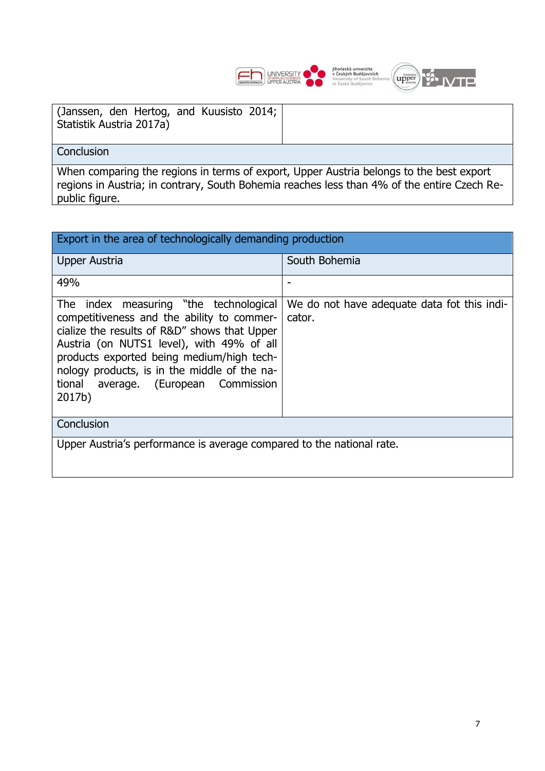| (Janssen, den Hertog, and Kuusisto 2014; Statistik Austria 2017a) | |
|---|---|
| Conclusion | |
| When comparing the regions in terms of export, Upper Austria belongs to the best export regions in Austria; in contrary, South Bohemia reaches less than 4% of the entire Czech Republic figure. | |

| Export in the area of technologically demanding production | |
|---|---|
| Upper Austria | South Bohemia |
| 49% | - |
| The index measuring "the technological competitiveness and the ability to commercialize the results of R&D" shows that Upper Austria (on NUTS1 level), with 49% of all products exported being medium/high technology products, is in the middle of the national average. (European Commission 2017b) | We do not have adequate data fot this indicator. |
| Conclusion | |
| Upper Austria's performance is average compared to the national rate. | |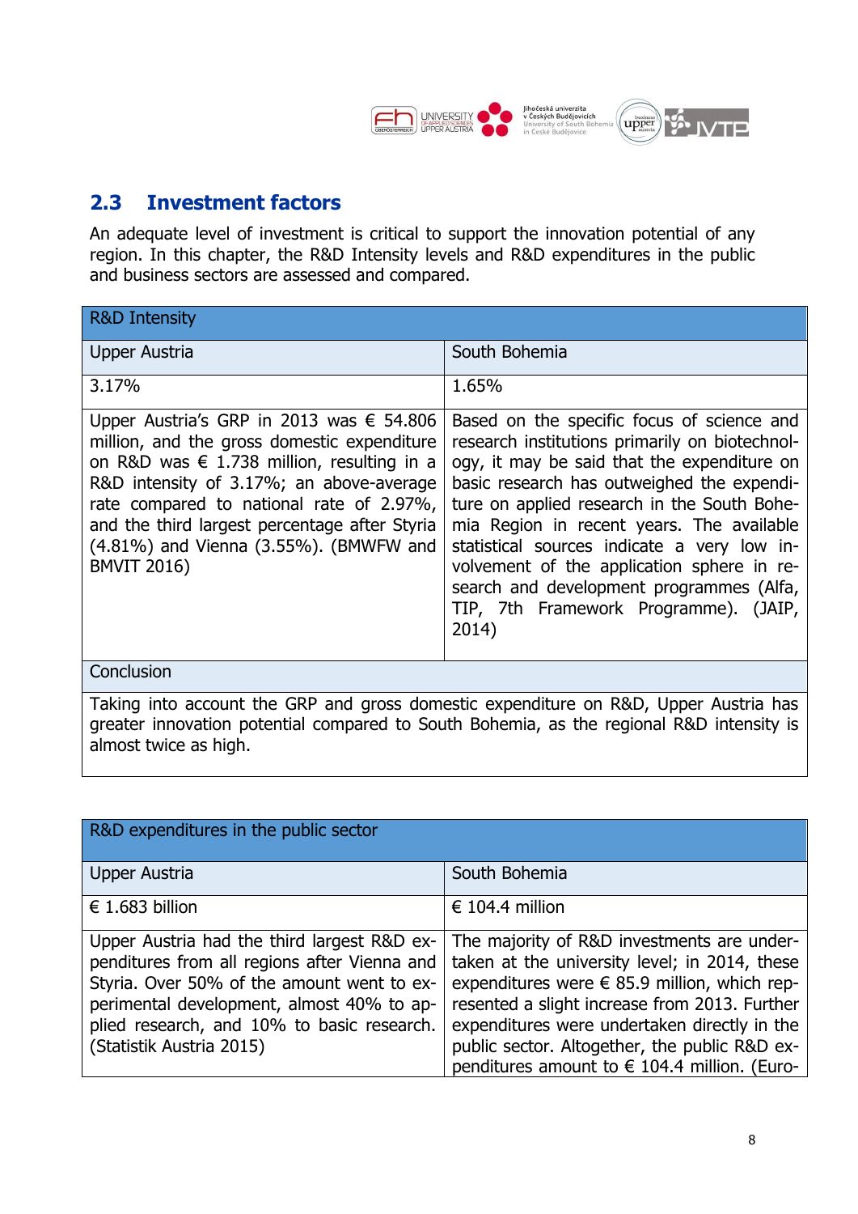## 2.3 Investment factors

An adequate level of investment is critical to support the innovation potential of any region. In this chapter, the R&D Intensity levels and R&D expenditures in the public and business sectors are assessed and compared.

| R&D Intensity | |
|---|---|
| Upper Austria | South Bohemia |
| 3.17% | 1.65% |
| Upper Austria's GRP in 2013 was € 54.806 million, and the gross domestic expenditure on R&D was € 1.738 million, resulting in a R&D intensity of 3.17%; an above-average rate compared to national rate of 2.97%, and the third largest percentage after Styria (4.81%) and Vienna (3.55%). (BMWFW and BMVIT 2016) | Based on the specific focus of science and research institutions primarily on biotechnology, it may be said that the expenditure on basic research has outweighed the expenditure on applied research in the South Bohemia Region in recent years. The available statistical sources indicate a very low involvement of the application sphere in research and development programmes (Alfa, TIP, 7th Framework Programme). (JAIP, 2014) |
| Conclusion | |
| Taking into account the GRP and gross domestic expenditure on R&D, Upper Austria has greater innovation potential compared to South Bohemia, as the regional R&D intensity is almost twice as high. | |

| R&D expenditures in the public sector | |
|---|---|
| Upper Austria | South Bohemia |
| € 1.683 billion | € 104.4 million |
| Upper Austria had the third largest R&D expenditures from all regions after Vienna and Styria. Over 50% of the amount went to experimental development, almost 40% to applied research, and 10% to basic research. (Statistik Austria 2015) | The majority of R&D investments are undertaken at the university level; in 2014, these expenditures were € 85.9 million, which represented a slight increase from 2013. Further expenditures were undertaken directly in the public sector. Altogether, the public R&D expenditures amount to € 104.4 million. (Euro- |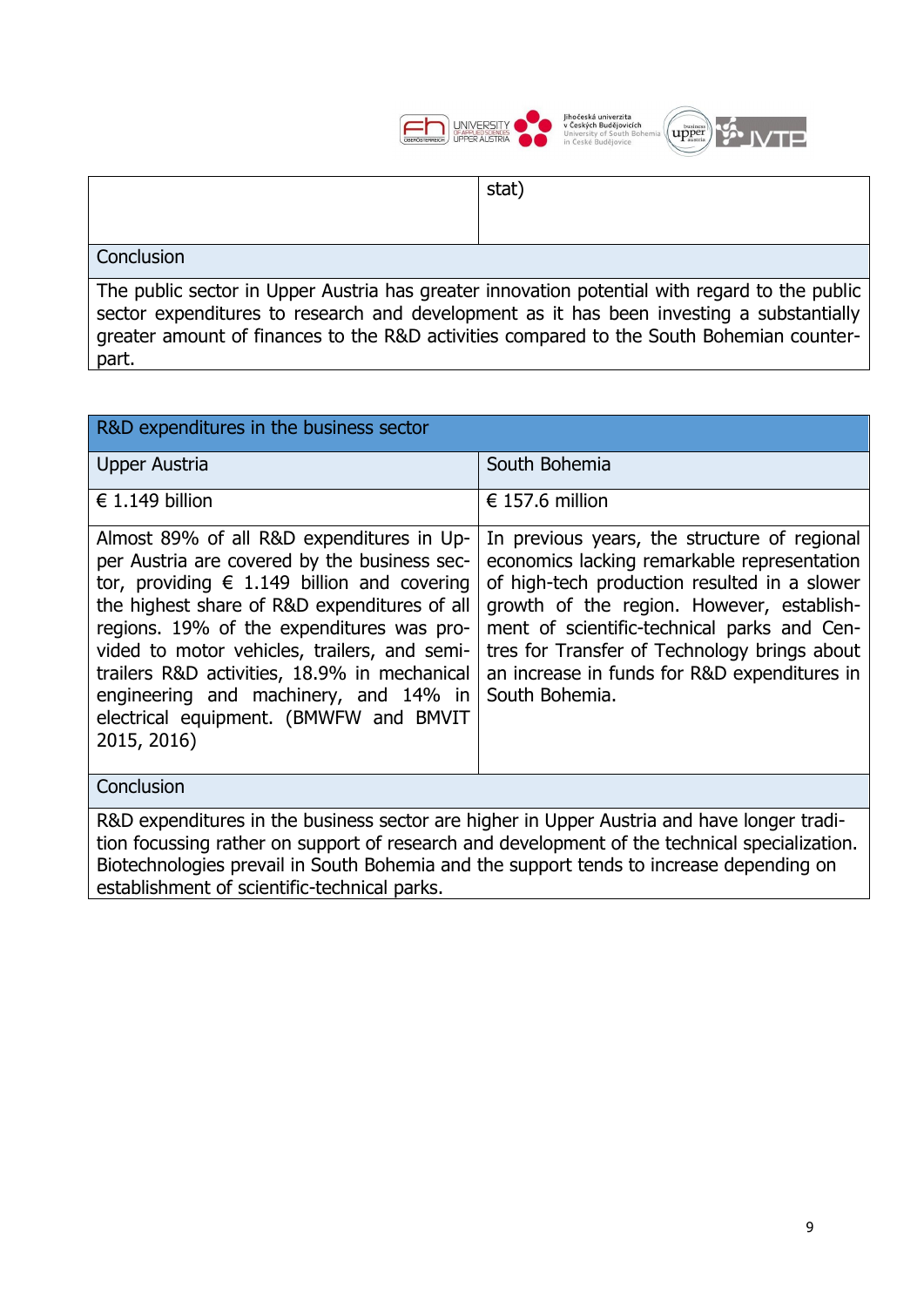| | stat) |
|---|---|
| Conclusion | |
| The public sector in Upper Austria has greater innovation potential with regard to the public sector expenditures to research and development as it has been investing a substantially greater amount of finances to the R&D activities compared to the South Bohemian counterpart. | |

| R&D expenditures in the business sector | |
|---|---|
| Upper Austria | South Bohemia |
| € 1.149 billion | € 157.6 million |
| Almost 89% of all R&D expenditures in Upper Austria are covered by the business sector, providing € 1.149 billion and covering the highest share of R&D expenditures of all regions. 19% of the expenditures was provided to motor vehicles, trailers, and semi-trailers R&D activities, 18.9% in mechanical engineering and machinery, and 14% in electrical equipment. (BMWFW and BMVIT 2015, 2016) | In previous years, the structure of regional economics lacking remarkable representation of high-tech production resulted in a slower growth of the region. However, establishment of scientific-technical parks and Centres for Transfer of Technology brings about an increase in funds for R&D expenditures in South Bohemia. |
| Conclusion | |
| R&D expenditures in the business sector are higher in Upper Austria and have longer tradition focussing rather on support of research and development of the technical specialization. Biotechnologies prevail in South Bohemia and the support tends to increase depending on establishment of scientific-technical parks. | |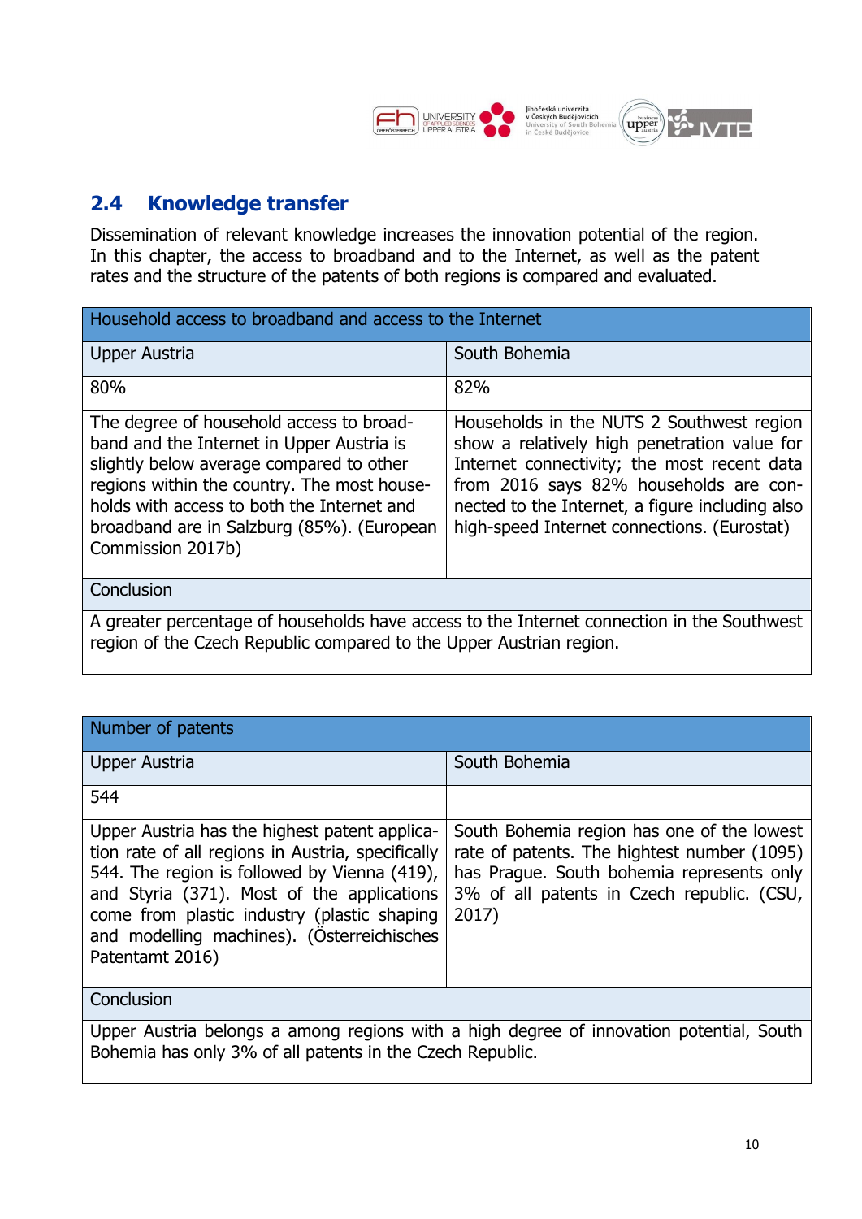## 2.4 Knowledge transfer

Dissemination of relevant knowledge increases the innovation potential of the region. In this chapter, the access to broadband and to the Internet, as well as the patent rates and the structure of the patents of both regions is compared and evaluated.

| Household access to broadband and access to the Internet | |
|---|---|
| Upper Austria | South Bohemia |
| 80% | 82% |
| The degree of household access to broad-band and the Internet in Upper Austria is slightly below average compared to other regions within the country. The most house-holds with access to both the Internet and broadband are in Salzburg (85%). (European Commission 2017b) | Households in the NUTS 2 Southwest region show a relatively high penetration value for Internet connectivity; the most recent data from 2016 says 82% households are con-nected to the Internet, a figure including also high-speed Internet connections. (Eurostat) |
| Conclusion | |
| A greater percentage of households have access to the Internet connection in the Southwest region of the Czech Republic compared to the Upper Austrian region. | |

| Number of patents | |
|---|---|
| Upper Austria | South Bohemia |
| 544 | |
| Upper Austria has the highest patent applica-tion rate of all regions in Austria, specifically 544. The region is followed by Vienna (419), and Styria (371). Most of the applications come from plastic industry (plastic shaping and modelling machines). (Österreichisches Patentamt 2016) | South Bohemia region has one of the lowest rate of patents. The hightest number (1095) has Prague. South bohemia represents only 3% of all patents in Czech republic. (CSU, 2017) |
| Conclusion | |
| Upper Austria belongs a among regions with a high degree of innovation potential, South Bohemia has only 3% of all patents in the Czech Republic. | |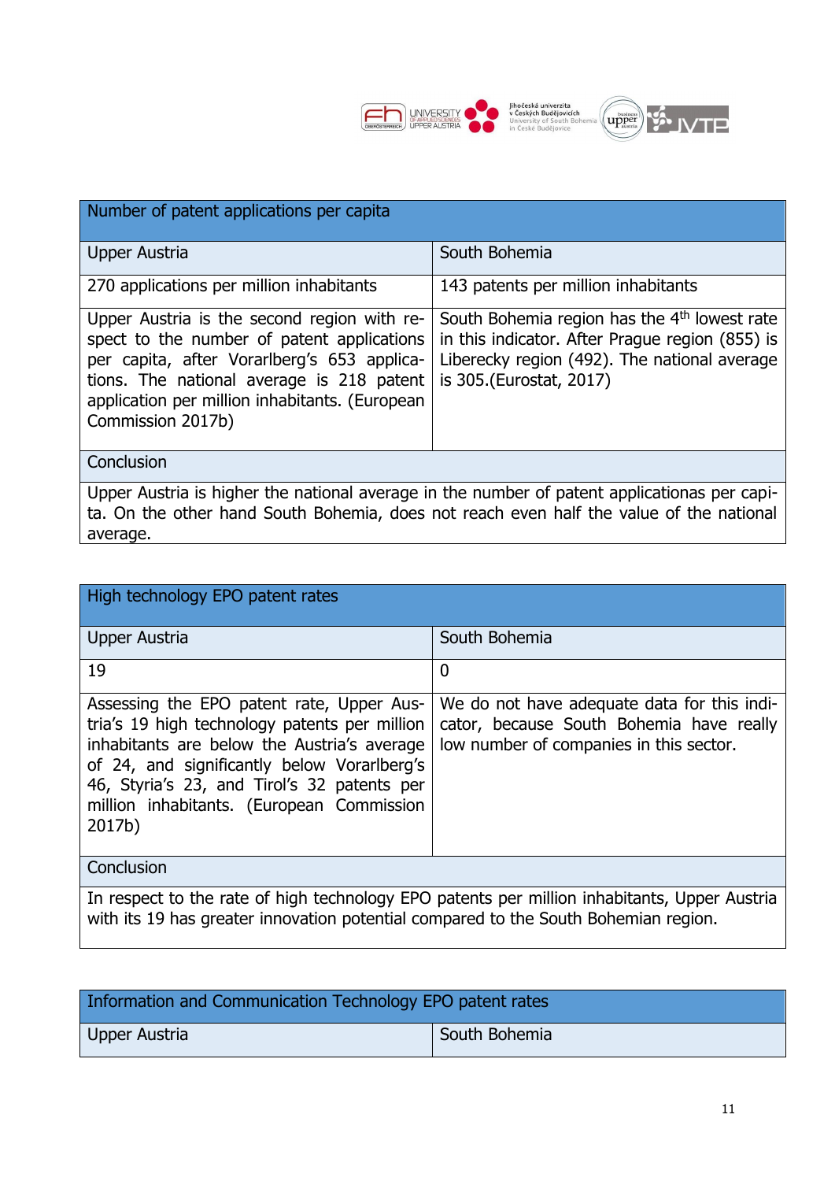| Number of patent applications per capita | |
|---|---|
| Upper Austria | South Bohemia |
| 270 applications per million inhabitants | 143 patents per million inhabitants |
| Upper Austria is the second region with respect to the number of patent applications per capita, after Vorarlberg's 653 applications. The national average is 218 patent application per million inhabitants. (European Commission 2017b) | South Bohemia region has the 4th lowest rate in this indicator. After Prague region (855) is Liberecky region (492). The national average is 305.(Eurostat, 2017) |
| Conclusion | |
| Upper Austria is higher the national average in the number of patent applicationas per capita. On the other hand South Bohemia, does not reach even half the value of the national average. | |

| High technology EPO patent rates | |
|---|---|
| Upper Austria | South Bohemia |
| 19 | 0 |
| Assessing the EPO patent rate, Upper Austria's 19 high technology patents per million inhabitants are below the Austria's average of 24, and significantly below Vorarlberg's 46, Styria's 23, and Tirol's 32 patents per million inhabitants. (European Commission 2017b) | We do not have adequate data for this indicator, because South Bohemia have really low number of companies in this sector. |
| Conclusion | |
| In respect to the rate of high technology EPO patents per million inhabitants, Upper Austria with its 19 has greater innovation potential compared to the South Bohemian region. | |

| Information and Communication Technology EPO patent rates | |
|---|---|
| Upper Austria | South Bohemia |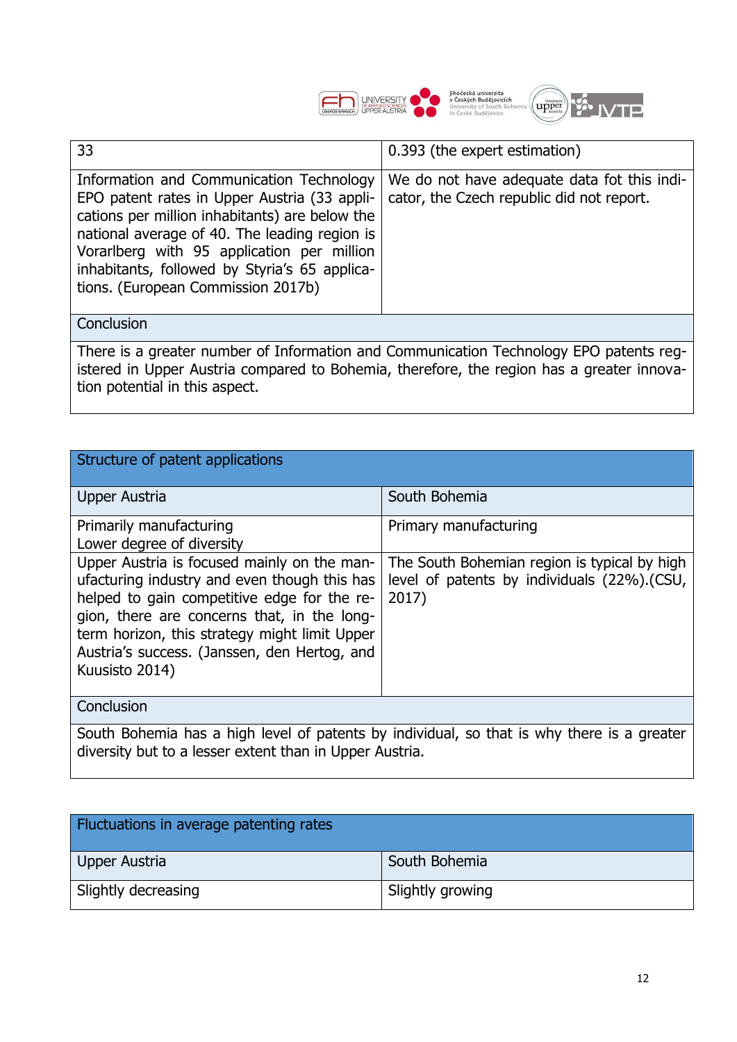| 33 | 0.393 (the expert estimation) |
|---|---|
| Information and Communication Technology EPO patent rates in Upper Austria (33 applications per million inhabitants) are below the national average of 40. The leading region is Vorarlberg with 95 application per million inhabitants, followed by Styria's 65 applications. (European Commission 2017b) | We do not have adequate data fot this indicator, the Czech republic did not report. |
| Conclusion | |
| There is a greater number of Information and Communication Technology EPO patents registered in Upper Austria compared to Bohemia, therefore, the region has a greater innovation potential in this aspect. | |

| Structure of patent applications | |
|---|---|
| Upper Austria | South Bohemia |
| Primarily manufacturing<br>Lower degree of diversity | Primary manufacturing |
| Upper Austria is focused mainly on the manufacturing industry and even though this has helped to gain competitive edge for the region, there are concerns that, in the long-term horizon, this strategy might limit Upper Austria's success. (Janssen, den Hertog, and Kuusisto 2014) | The South Bohemian region is typical by high level of patents by individuals (22%).(CSU, 2017) |
| Conclusion | |
| South Bohemia has a high level of patents by individual, so that is why there is a greater diversity but to a lesser extent than in Upper Austria. | |

| Fluctuations in average patenting rates | |
|---|---|
| Upper Austria | South Bohemia |
| Slightly decreasing | Slightly growing |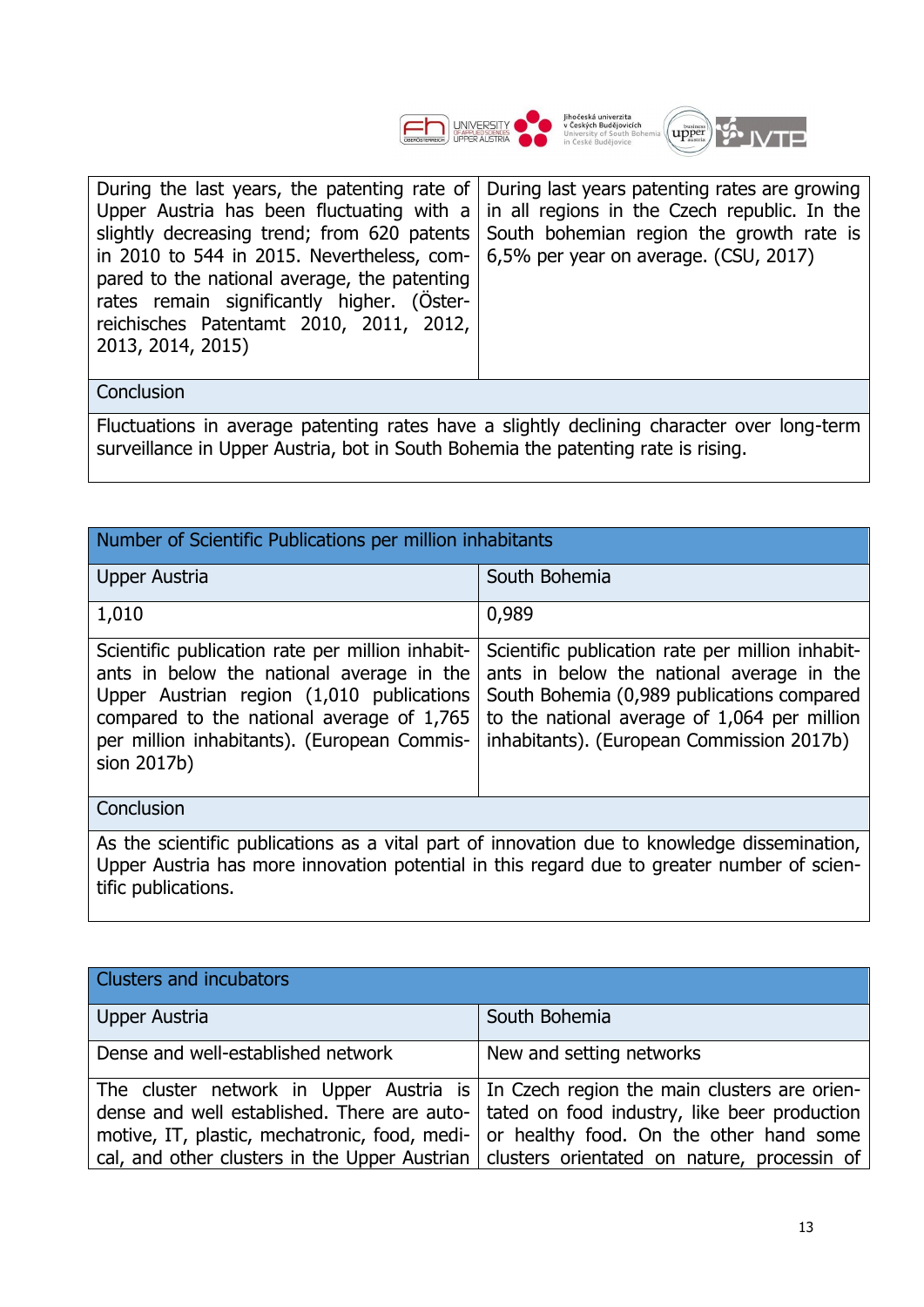| During the last years, the patenting rate of Upper Austria has been fluctuating with a slightly decreasing trend; from 620 patents in 2010 to 544 in 2015. Nevertheless, compared to the national average, the patenting rates remain significantly higher. (Österreichisches Patentamt 2010, 2011, 2012, 2013, 2014, 2015) | During last years patenting rates are growing in all regions in the Czech republic. In the South bohemian region the growth rate is 6,5% per year on average. (CSU, 2017) |
|---|---|
| Conclusion | |
| Fluctuations in average patenting rates have a slightly declining character over long-term surveillance in Upper Austria, bot in South Bohemia the patenting rate is rising. | |

| Number of Scientific Publications per million inhabitants | |
|---|---|
| Upper Austria | South Bohemia |
| 1,010 | 0,989 |
| Scientific publication rate per million inhabitants in below the national average in the Upper Austrian region (1,010 publications compared to the national average of 1,765 per million inhabitants). (European Commission 2017b) | Scientific publication rate per million inhabitants in below the national average in the South Bohemia (0,989 publications compared to the national average of 1,064 per million inhabitants). (European Commission 2017b) |
| Conclusion | |
| As the scientific publications as a vital part of innovation due to knowledge dissemination, Upper Austria has more innovation potential in this regard due to greater number of scientific publications. | |

| Clusters and incubators | |
|---|---|
| Upper Austria | South Bohemia |
| Dense and well-established network | New and setting networks |
| The cluster network in Upper Austria is dense and well established. There are automotive, IT, plastic, mechatronic, food, medical, and other clusters in the Upper Austrian | In Czech region the main clusters are orientated on food industry, like beer production or healthy food. On the other hand some clusters orientated on nature, processin of |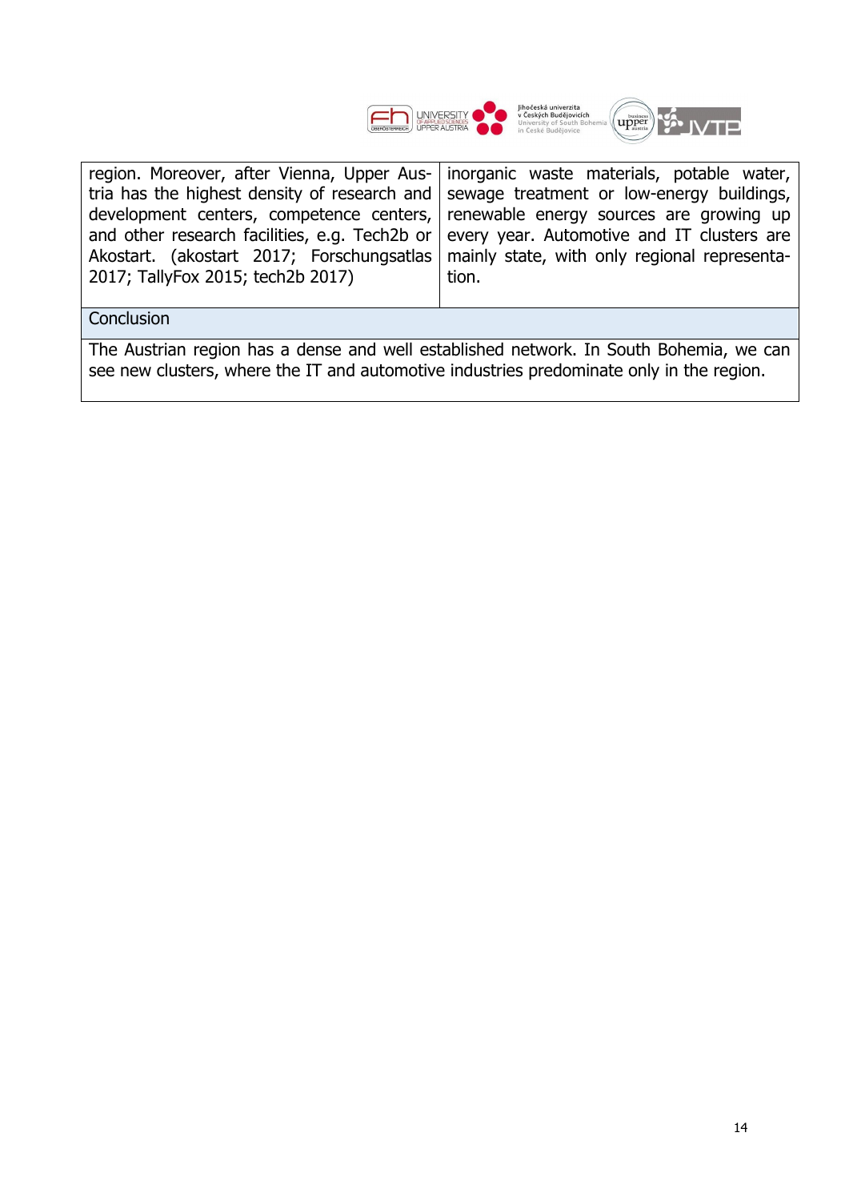| | |
|---|---|
| region. Moreover, after Vienna, Upper Austria has the highest density of research and development centers, competence centers, and other research facilities, e.g. Tech2b or Akostart. (akostart 2017; Forschungsatlas 2017; TallyFox 2015; tech2b 2017) | inorganic waste materials, potable water, sewage treatment or low-energy buildings, renewable energy sources are growing up every year. Automotive and IT clusters are mainly state, with only regional representation. |
| Conclusion | |
| The Austrian region has a dense and well established network. In South Bohemia, we can see new clusters, where the IT and automotive industries predominate only in the region. | |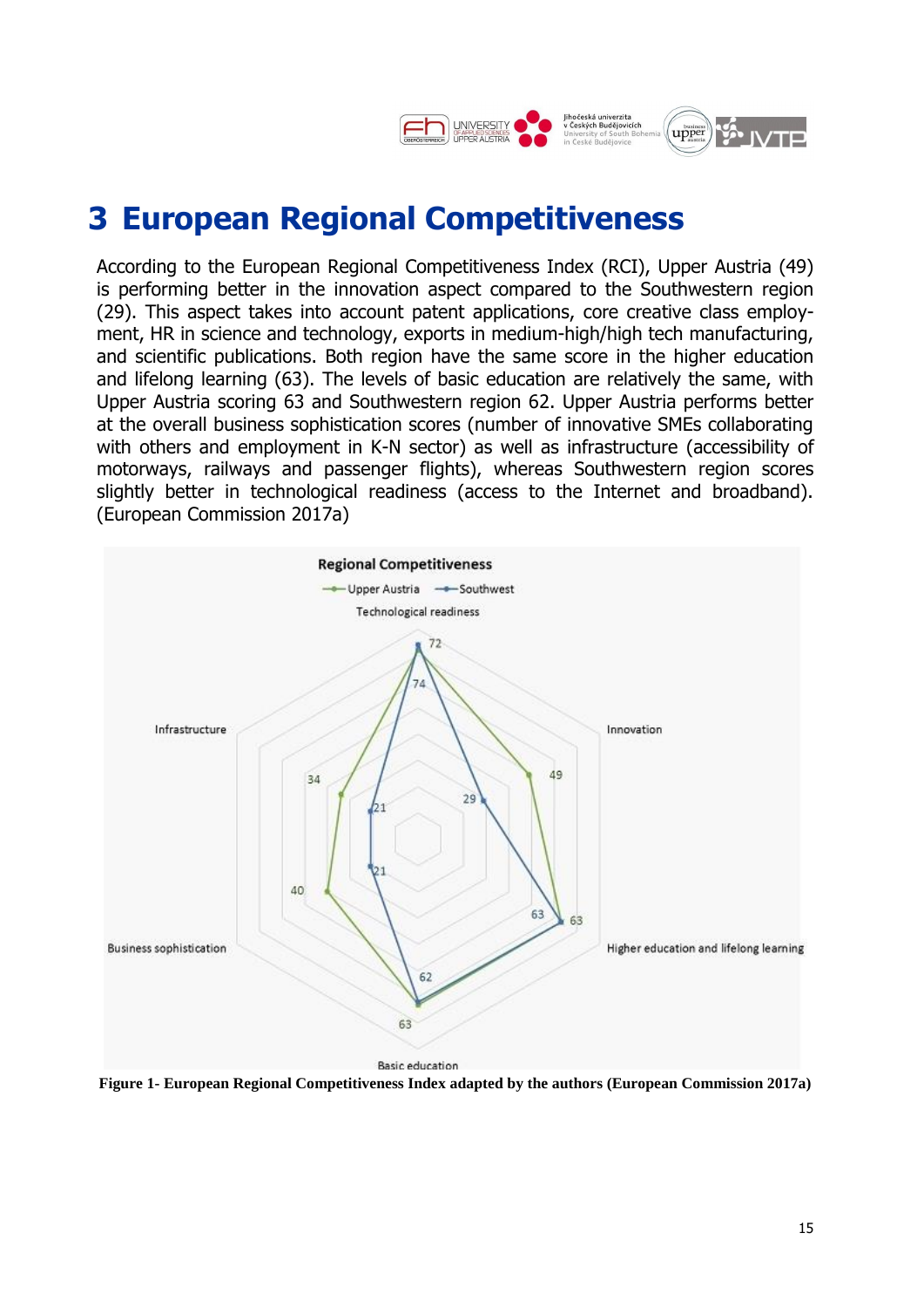# 3 European Regional Competitiveness

According to the European Regional Competitiveness Index (RCI), Upper Austria (49) is performing better in the innovation aspect compared to the Southwestern region (29). This aspect takes into account patent applications, core creative class employment, HR in science and technology, exports in medium-high/high tech manufacturing, and scientific publications. Both region have the same score in the higher education and lifelong learning (63). The levels of basic education are relatively the same, with Upper Austria scoring 63 and Southwestern region 62. Upper Austria performs better at the overall business sophistication scores (number of innovative SMEs collaborating with others and employment in K-N sector) as well as infrastructure (accessibility of motorways, railways and passenger flights), whereas Southwestern region scores slightly better in technological readiness (access to the Internet and broadband). (European Commission 2017a)

**Figure 1- European Regional Competitiveness Index adapted by the authors (European Commission 2017a)**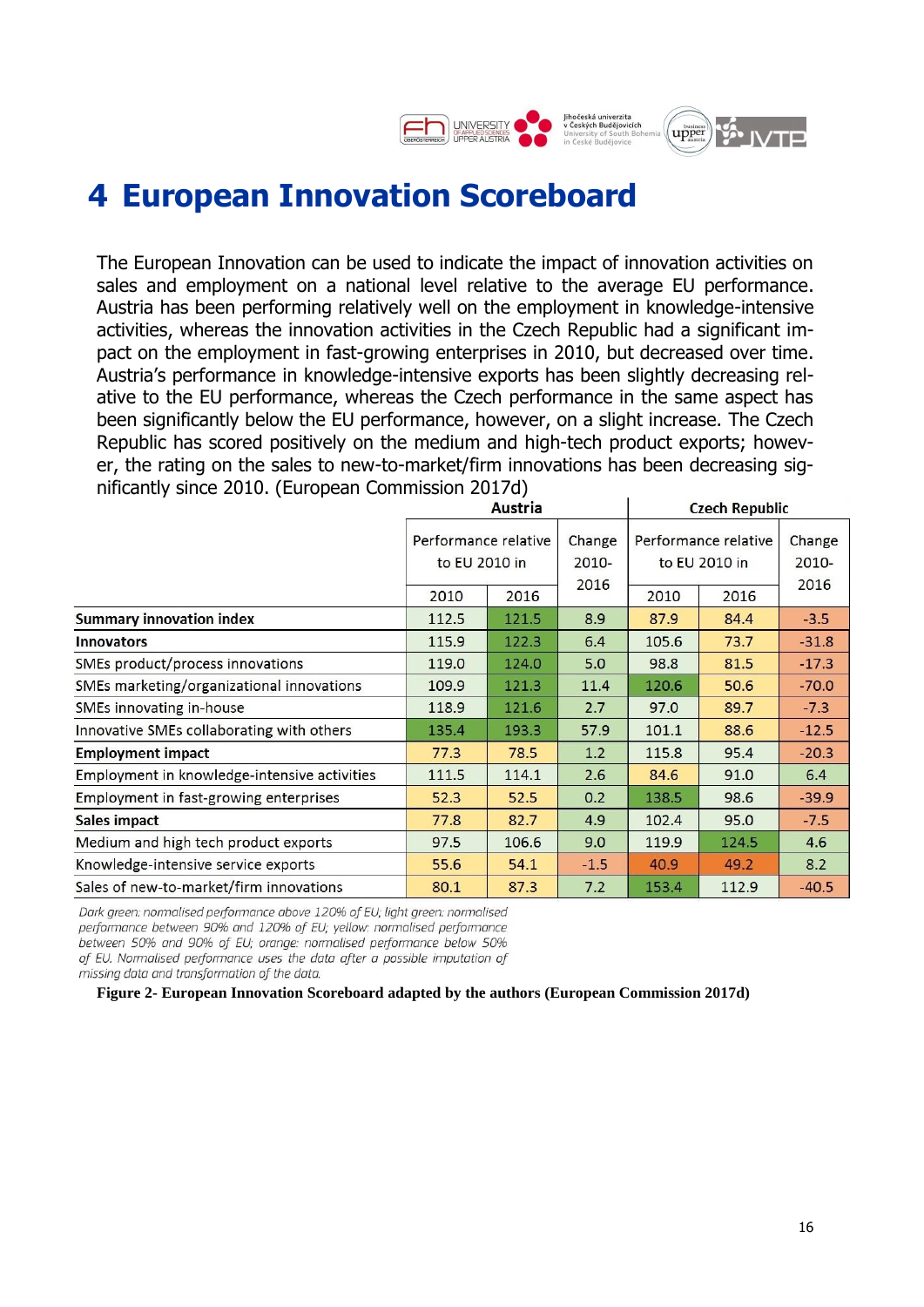# 4 European Innovation Scoreboard

The European Innovation can be used to indicate the impact of innovation activities on sales and employment on a national level relative to the average EU performance. Austria has been performing relatively well on the employment in knowledge-intensive activities, whereas the innovation activities in the Czech Republic had a significant impact on the employment in fast-growing enterprises in 2010, but decreased over time. Austria's performance in knowledge-intensive exports has been slightly decreasing relative to the EU performance, whereas the Czech performance in the same aspect has been significantly below the EU performance, however, on a slight increase. The Czech Republic has scored positively on the medium and high-tech product exports; however, the rating on the sales to new-to-market/firm innovations has been decreasing significantly since 2010. (European Commission 2017d)

| | Austria | | | Czech Republic | | |
|---|---|---|---|---|---|---|
| | Performance relative to EU 2010 in | | Change 2010-2016 | Performance relative to EU 2010 in | | Change 2010-2016 |
| | 2010 | 2016 | | 2010 | 2016 | |
| **Summary innovation index** | 112.5 | 121.5 | 8.9 | 87.9 | 84.4 | -3.5 |
| **Innovators** | 115.9 | 122.3 | 6.4 | 105.6 | 73.7 | -31.8 |
| SMEs product/process innovations | 119.0 | 124.0 | 5.0 | 98.8 | 81.5 | -17.3 |
| SMEs marketing/organizational innovations | 109.9 | 121.3 | 11.4 | 120.6 | 50.6 | -70.0 |
| SMEs innovating in-house | 118.9 | 121.6 | 2.7 | 97.0 | 89.7 | -7.3 |
| Innovative SMEs collaborating with others | 135.4 | 193.3 | 57.9 | 101.1 | 88.6 | -12.5 |
| **Employment impact** | 77.3 | 78.5 | 1.2 | 115.8 | 95.4 | -20.3 |
| Employment in knowledge-intensive activities | 111.5 | 114.1 | 2.6 | 84.6 | 91.0 | 6.4 |
| Employment in fast-growing enterprises | 52.3 | 52.5 | 0.2 | 138.5 | 98.6 | -39.9 |
| **Sales impact** | 77.8 | 82.7 | 4.9 | 102.4 | 95.0 | -7.5 |
| Medium and high tech product exports | 97.5 | 106.6 | 9.0 | 119.9 | 124.5 | 4.6 |
| Knowledge-intensive service exports | 55.6 | 54.1 | -1.5 | 40.9 | 49.2 | 8.2 |
| Sales of new-to-market/firm innovations | 80.1 | 87.3 | 7.2 | 153.4 | 112.9 | -40.5 |

*Dark green: normalised performance above 120% of EU; light green: normalised performance between 90% and 120% of EU; yellow: normalised performance between 50% and 90% of EU; orange: normalised performance below 50% of EU. Normalised performance uses the data after a possible imputation of missing data and transformation of the data.*

**Figure 2- European Innovation Scoreboard adapted by the authors (European Commission 2017d)**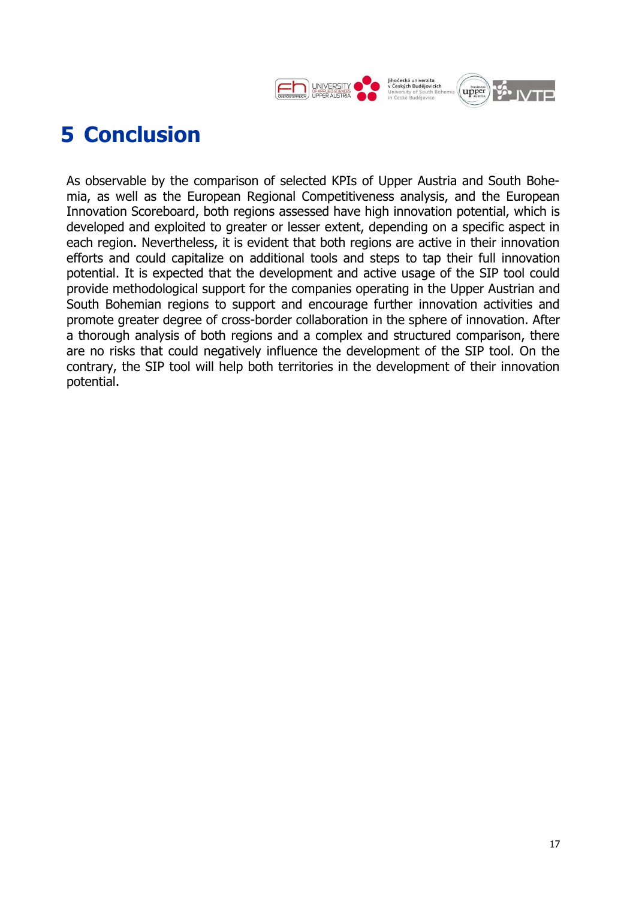# 5 Conclusion

As observable by the comparison of selected KPIs of Upper Austria and South Bohemia, as well as the European Regional Competitiveness analysis, and the European Innovation Scoreboard, both regions assessed have high innovation potential, which is developed and exploited to greater or lesser extent, depending on a specific aspect in each region. Nevertheless, it is evident that both regions are active in their innovation efforts and could capitalize on additional tools and steps to tap their full innovation potential. It is expected that the development and active usage of the SIP tool could provide methodological support for the companies operating in the Upper Austrian and South Bohemian regions to support and encourage further innovation activities and promote greater degree of cross-border collaboration in the sphere of innovation. After a thorough analysis of both regions and a complex and structured comparison, there are no risks that could negatively influence the development of the SIP tool. On the contrary, the SIP tool will help both territories in the development of their innovation potential.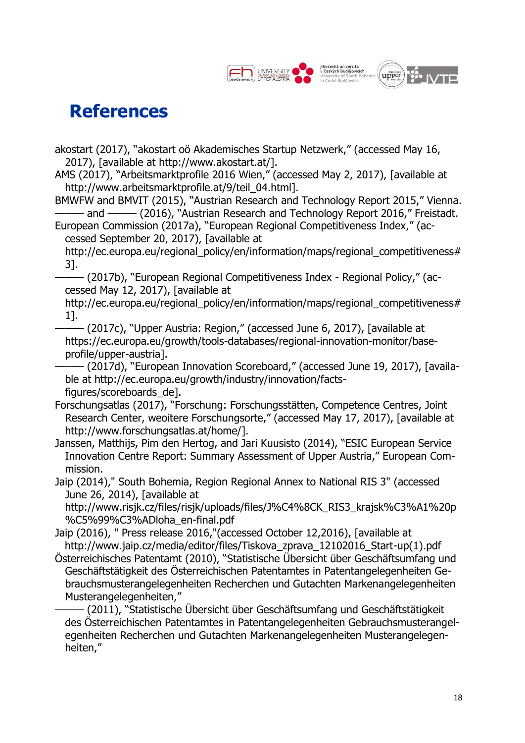# References

akostart (2017), "akostart oö Akademisches Startup Netzwerk," (accessed May 16, 2017), [available at http://www.akostart.at/].

AMS (2017), "Arbeitsmarktprofile 2016 Wien," (accessed May 2, 2017), [available at http://www.arbeitsmarktprofile.at/9/teil_04.html].

BMWFW and BMVIT (2015), "Austrian Research and Technology Report 2015," Vienna.

——— and ——— (2016), "Austrian Research and Technology Report 2016," Freistadt.

European Commission (2017a), "European Regional Competitiveness Index," (accessed September 20, 2017), [available at http://ec.europa.eu/regional_policy/en/information/maps/regional_competitiveness#3].

——— (2017b), "European Regional Competitiveness Index - Regional Policy," (accessed May 12, 2017), [available at http://ec.europa.eu/regional_policy/en/information/maps/regional_competitiveness#1].

——— (2017c), "Upper Austria: Region," (accessed June 6, 2017), [available at https://ec.europa.eu/growth/tools-databases/regional-innovation-monitor/base-profile/upper-austria].

——— (2017d), "European Innovation Scoreboard," (accessed June 19, 2017), [available at http://ec.europa.eu/growth/industry/innovation/facts-figures/scoreboards_de].

Forschungsatlas (2017), "Forschung: Forschungsstätten, Competence Centres, Joint Research Center, weoitere Forschungsorte," (accessed May 17, 2017), [available at http://www.forschungsatlas.at/home/].

Janssen, Matthijs, Pim den Hertog, and Jari Kuusisto (2014), "ESIC European Service Innovation Centre Report: Summary Assessment of Upper Austria," European Commission.

Jaip (2014)," South Bohemia, Region Regional Annex to National RIS 3" (accessed June 26, 2014), [available at http://www.risjk.cz/files/risjk/uploads/files/J%C4%8CK_RIS3_krajsk%C3%A1%20p%C5%99%C3%ADloha_en-final.pdf

Jaip (2016), " Press release 2016,"(accessed October 12,2016), [available at http://www.jaip.cz/media/editor/files/Tiskova_zprava_12102016_Start-up(1).pdf

Österreichisches Patentamt (2010), "Statistische Übersicht über Geschäftsumfang und Geschäftstätigkeit des Österreichischen Patentamtes in Patentangelegenheiten Gebrauchsmusterangelegenheiten Recherchen und Gutachten Markenangelegenheiten Musterangelegenheiten,"

——— (2011), "Statistische Übersicht über Geschäftsumfang und Geschäftstätigkeit des Österreichischen Patentamtes in Patentangelegenheiten Gebrauchsmusterangelegenheiten Recherchen und Gutachten Markenangelegenheiten Musterangelegenheiten,"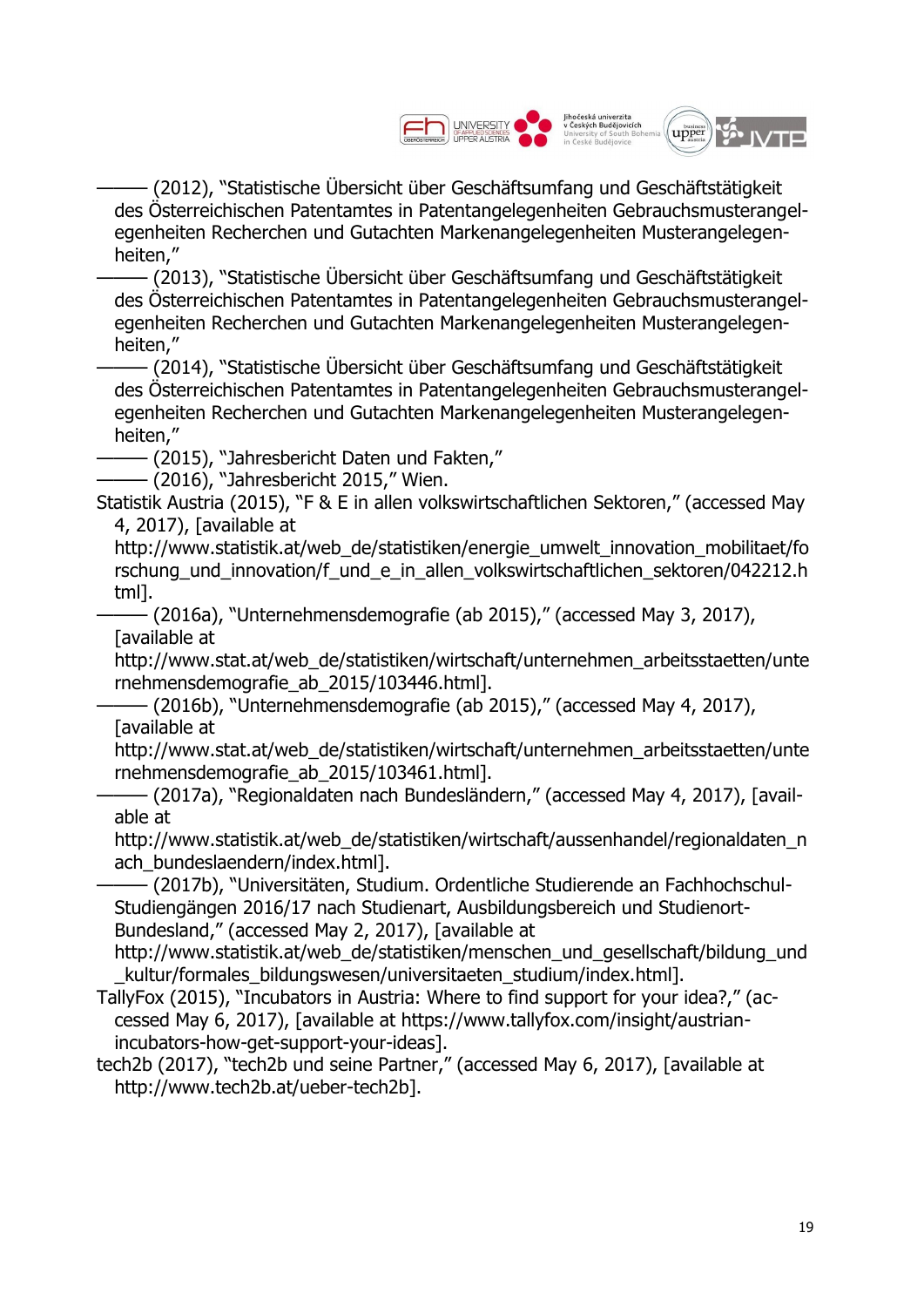——— (2012), "Statistische Übersicht über Geschäftsumfang und Geschäftstätigkeit des Österreichischen Patentamtes in Patentangelegenheiten Gebrauchsmusterangelegenheiten Recherchen und Gutachten Markenangelegenheiten Musterangelegenheiten,"

——— (2013), "Statistische Übersicht über Geschäftsumfang und Geschäftstätigkeit des Österreichischen Patentamtes in Patentangelegenheiten Gebrauchsmusterangelegenheiten Recherchen und Gutachten Markenangelegenheiten Musterangelegenheiten,"

——— (2014), "Statistische Übersicht über Geschäftsumfang und Geschäftstätigkeit des Österreichischen Patentamtes in Patentangelegenheiten Gebrauchsmusterangelegenheiten Recherchen und Gutachten Markenangelegenheiten Musterangelegenheiten,"

——— (2015), "Jahresbericht Daten und Fakten,"

——— (2016), "Jahresbericht 2015," Wien.

Statistik Austria (2015), "F & E in allen volkswirtschaftlichen Sektoren," (accessed May 4, 2017), [available at http://www.statistik.at/web_de/statistiken/energie_umwelt_innovation_mobilitaet/forschung_und_innovation/f_und_e_in_allen_volkswirtschaftlichen_sektoren/042212.html].

——— (2016a), "Unternehmensdemografie (ab 2015)," (accessed May 3, 2017), [available at http://www.stat.at/web_de/statistiken/wirtschaft/unternehmen_arbeitsstaetten/unternehmensdemografie_ab_2015/103446.html].

——— (2016b), "Unternehmensdemografie (ab 2015)," (accessed May 4, 2017), [available at http://www.stat.at/web_de/statistiken/wirtschaft/unternehmen_arbeitsstaetten/unternehmensdemografie_ab_2015/103461.html].

——— (2017a), "Regionaldaten nach Bundesländern," (accessed May 4, 2017), [available at http://www.statistik.at/web_de/statistiken/wirtschaft/aussenhandel/regionaldaten_nach_bundeslaendern/index.html].

——— (2017b), "Universitäten, Studium. Ordentliche Studierende an Fachhochschul-Studiengängen 2016/17 nach Studienart, Ausbildungsbereich und Studienort-Bundesland," (accessed May 2, 2017), [available at http://www.statistik.at/web_de/statistiken/menschen_und_gesellschaft/bildung_und_kultur/formales_bildungswesen/universitaeten_studium/index.html].

TallyFox (2015), "Incubators in Austria: Where to find support for your idea?," (accessed May 6, 2017), [available at https://www.tallyfox.com/insight/austrian-incubators-how-get-support-your-ideas].

tech2b (2017), "tech2b und seine Partner," (accessed May 6, 2017), [available at http://www.tech2b.at/ueber-tech2b].